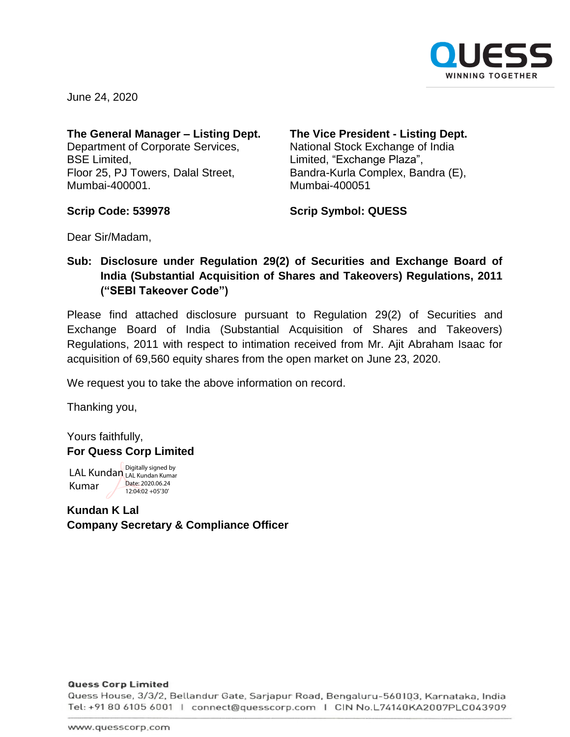June 24, 2020

| **The General Manager – Listing Dept.** | **The Vice President - Listing Dept.** |
| --- | --- |
| Department of Corporate Services, | National Stock Exchange of India |
| BSE Limited, | Limited, "Exchange Plaza", |
| Floor 25, PJ Towers, Dalal Street, | Bandra-Kurla Complex, Bandra (E), |
| Mumbai-400001. | Mumbai-400051 |
| **Scrip Code: 539978** | **Scrip Symbol: QUESS** |

Dear Sir/Madam,

**Sub: Disclosure under Regulation 29(2) of Securities and Exchange Board of India (Substantial Acquisition of Shares and Takeovers) Regulations, 2011 ("SEBI Takeover Code")**

Please find attached disclosure pursuant to Regulation 29(2) of Securities and Exchange Board of India (Substantial Acquisition of Shares and Takeovers) Regulations, 2011 with respect to intimation received from Mr. Ajit Abraham Isaac for acquisition of 69,560 equity shares from the open market on June 23, 2020.

We request you to take the above information on record.

Thanking you,

Yours faithfully,
**For Quess Corp Limited**

LAL Kundan Kumar
Digitally signed by LAL Kundan Kumar
Date: 2020.06.24 12:04:02 +05'30'

**Kundan K Lal**
**Company Secretary & Compliance Officer**

**Quess Corp Limited**
Quess House, 3/3/2, Bellandur Gate, Sarjapur Road, Bengaluru-560103, Karnataka, India
Tel: +91 80 6105 6001 | connect@quesscorp.com | CIN No.L74140KA2007PLC043909

www.quesscorp.com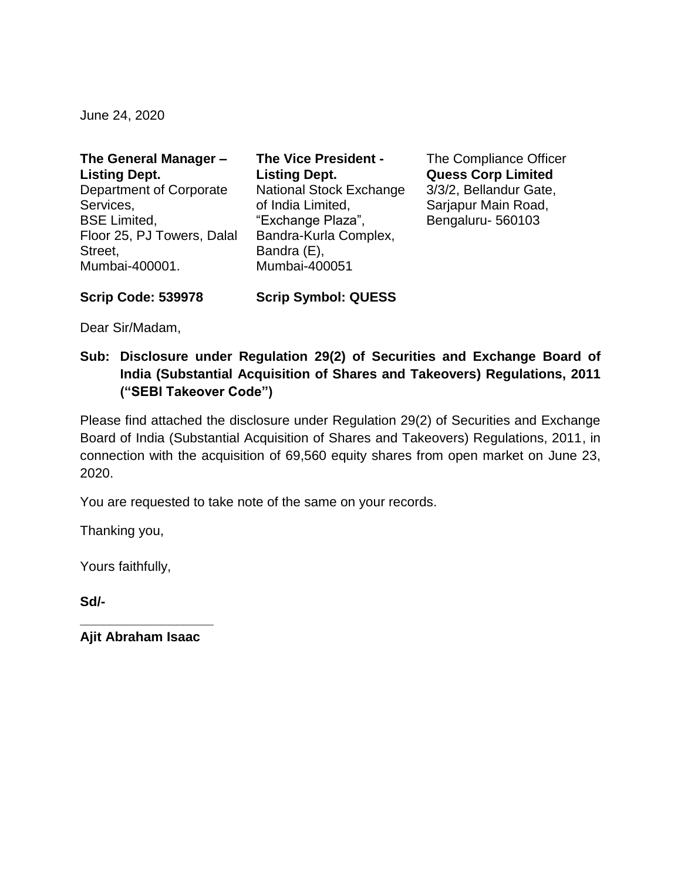June 24, 2020

**The General Manager – Listing Dept.**
Department of Corporate Services,
BSE Limited,
Floor 25, PJ Towers, Dalal Street,
Mumbai-400001.

**The Vice President - Listing Dept.**
National Stock Exchange of India Limited,
"Exchange Plaza",
Bandra-Kurla Complex,
Bandra (E),
Mumbai-400051

The Compliance Officer
**Quess Corp Limited**
3/3/2, Bellandur Gate,
Sarjapur Main Road,
Bengaluru- 560103

**Scrip Code: 539978**

**Scrip Symbol: QUESS**

Dear Sir/Madam,

**Sub: Disclosure under Regulation 29(2) of Securities and Exchange Board of India (Substantial Acquisition of Shares and Takeovers) Regulations, 2011 ("SEBI Takeover Code")**

Please find attached the disclosure under Regulation 29(2) of Securities and Exchange Board of India (Substantial Acquisition of Shares and Takeovers) Regulations, 2011, in connection with the acquisition of 69,560 equity shares from open market on June 23, 2020.

You are requested to take note of the same on your records.

Thanking you,

Yours faithfully,

**Sd/-**

**Ajit Abraham Isaac**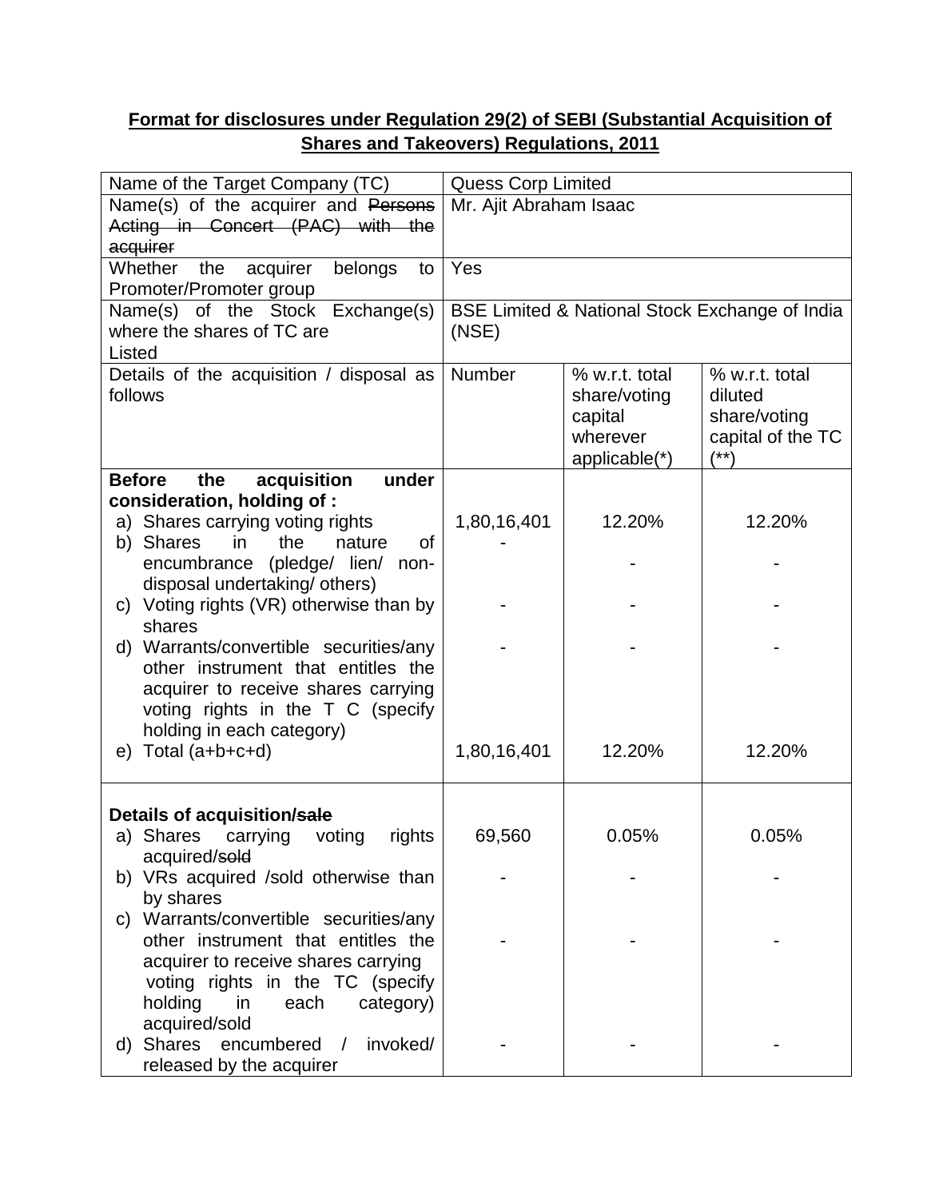**Format for disclosures under Regulation 29(2) of SEBI (Substantial Acquisition of Shares and Takeovers) Regulations, 2011**

| Name of the Target Company (TC) | Quess Corp Limited | | |
|---|---|---|---|
| Name(s) of the acquirer and ~~Persons Acting in Concert (PAC) with the acquirer~~ | Mr. Ajit Abraham Isaac | | |
| Whether the acquirer belongs to Promoter/Promoter group | Yes | | |
| Name(s) of the Stock Exchange(s) where the shares of TC are Listed | BSE Limited & National Stock Exchange of India (NSE) | | |
| Details of the acquisition / disposal as follows | Number | % w.r.t. total share/voting capital wherever applicable(*) | % w.r.t. total diluted share/voting capital of the TC (**) |
| **Before the acquisition under consideration, holding of :** | | | |
| a) Shares carrying voting rights | 1,80,16,401 | 12.20% | 12.20% |
| b) Shares in the nature of encumbrance (pledge/ lien/ non-disposal undertaking/ others) | - | - | - |
| c) Voting rights (VR) otherwise than by shares | - | - | - |
| d) Warrants/convertible securities/any other instrument that entitles the acquirer to receive shares carrying voting rights in the T C (specify holding in each category) | - | - | - |
| e) Total (a+b+c+d) | 1,80,16,401 | 12.20% | 12.20% |
| **Details of acquisition/~~sale~~** | | | |
| a) Shares carrying voting rights acquired/~~sold~~ | 69,560 | 0.05% | 0.05% |
| b) VRs acquired /sold otherwise than by shares | - | - | - |
| c) Warrants/convertible securities/any other instrument that entitles the acquirer to receive shares carrying voting rights in the TC (specify holding in each category) acquired/sold | - | - | - |
| d) Shares encumbered / invoked/ released by the acquirer | - | - | - |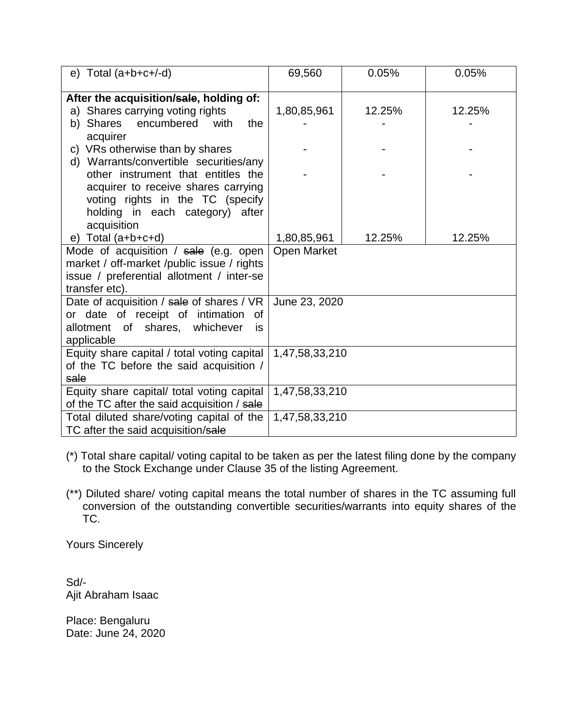| | | | |
|---|---|---|---|
| e) Total (a+b+c+/-d) | 69,560 | 0.05% | 0.05% |
| **After the acquisition/~~sale~~, holding of:** | | | |
| a) Shares carrying voting rights | 1,80,85,961 | 12.25% | 12.25% |
| b) Shares encumbered with the acquirer | - | - | - |
| c) VRs otherwise than by shares | - | - | - |
| d) Warrants/convertible securities/any other instrument that entitles the acquirer to receive shares carrying voting rights in the TC (specify holding in each category) after acquisition | - | - | - |
| e) Total (a+b+c+d) | 1,80,85,961 | 12.25% | 12.25% |
| Mode of acquisition / ~~sale~~ (e.g. open market / off-market /public issue / rights issue / preferential allotment / inter-se transfer etc). | Open Market | | |
| Date of acquisition / ~~sale~~ of shares / VR or date of receipt of intimation of allotment of shares, whichever is applicable | June 23, 2020 | | |
| Equity share capital / total voting capital of the TC before the said acquisition / ~~sale~~ | 1,47,58,33,210 | | |
| Equity share capital/ total voting capital of the TC after the said acquisition / ~~sale~~ | 1,47,58,33,210 | | |
| Total diluted share/voting capital of the TC after the said acquisition/~~sale~~ | 1,47,58,33,210 | | |

(*) Total share capital/ voting capital to be taken as per the latest filing done by the company to the Stock Exchange under Clause 35 of the listing Agreement.

(**) Diluted share/ voting capital means the total number of shares in the TC assuming full conversion of the outstanding convertible securities/warrants into equity shares of the TC.

Yours Sincerely

Sd/-
Ajit Abraham Isaac

Place: Bengaluru
Date: June 24, 2020